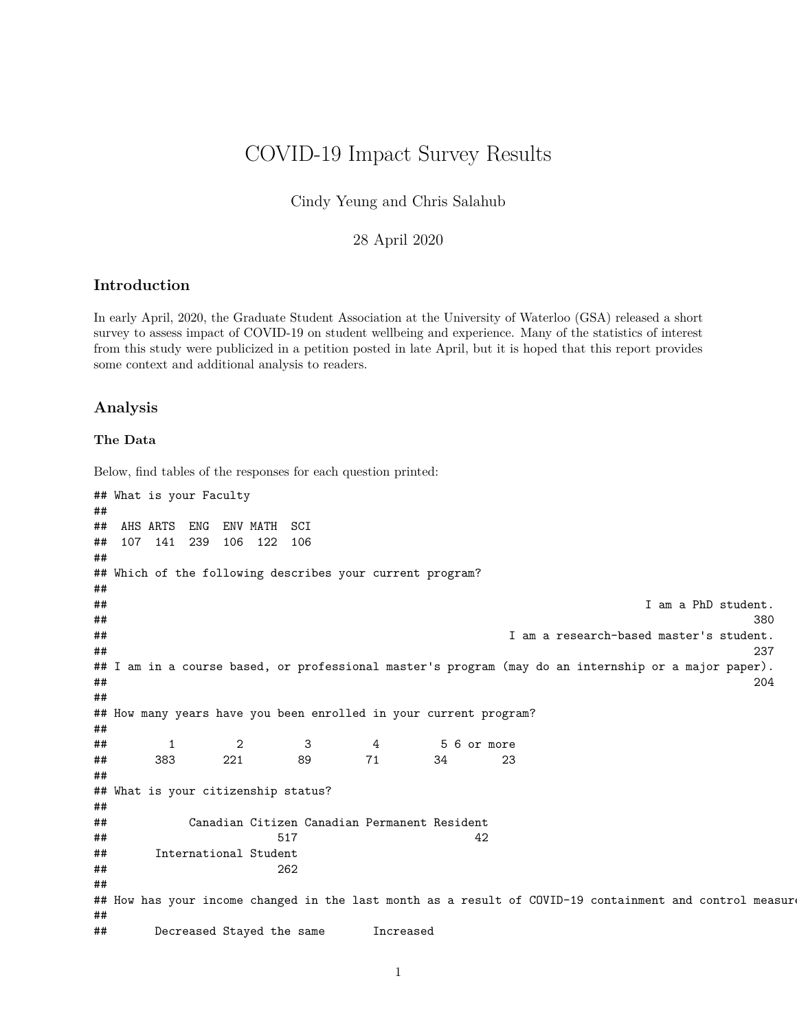# COVID-19 Impact Survey Results

Cindy Yeung and Chris Salahub

28 April 2020

## Introduction

In early April, 2020, the Graduate Student Association at the University of Waterloo (GSA) released a short survey to assess impact of COVID-19 on student wellbeing and experience. Many of the statistics of interest from this study were publicized in a petition posted in late April, but it is hoped that this report provides some context and additional analysis to readers.

## Analysis

### The Data

Below, find tables of the responses for each question printed:

```
## What is your Faculty
##
##  AHS ARTS  ENG  ENV MATH  SCI
##  107  141  239  106  122  106
##
## Which of the following describes your current program?
##
##                                                                                I am a PhD student.
##                                                                                                380
##                                                              I am a research-based master's student.
##                                                                                                237
## I am in a course based, or professional master's program (may do an internship or a major paper).
##                                                                                                204
##
## How many years have you been enrolled in your current program?
##
##         1         2         3         4         5 6 or more
##       383       221        89        71        34        23
##
## What is your citizenship status?
##
##            Canadian Citizen Canadian Permanent Resident
##                         517                          42
##       International Student
##                         262
##
## How has your income changed in the last month as a result of COVID-19 containment and control measure
##
##       Decreased Stayed the same       Increased
```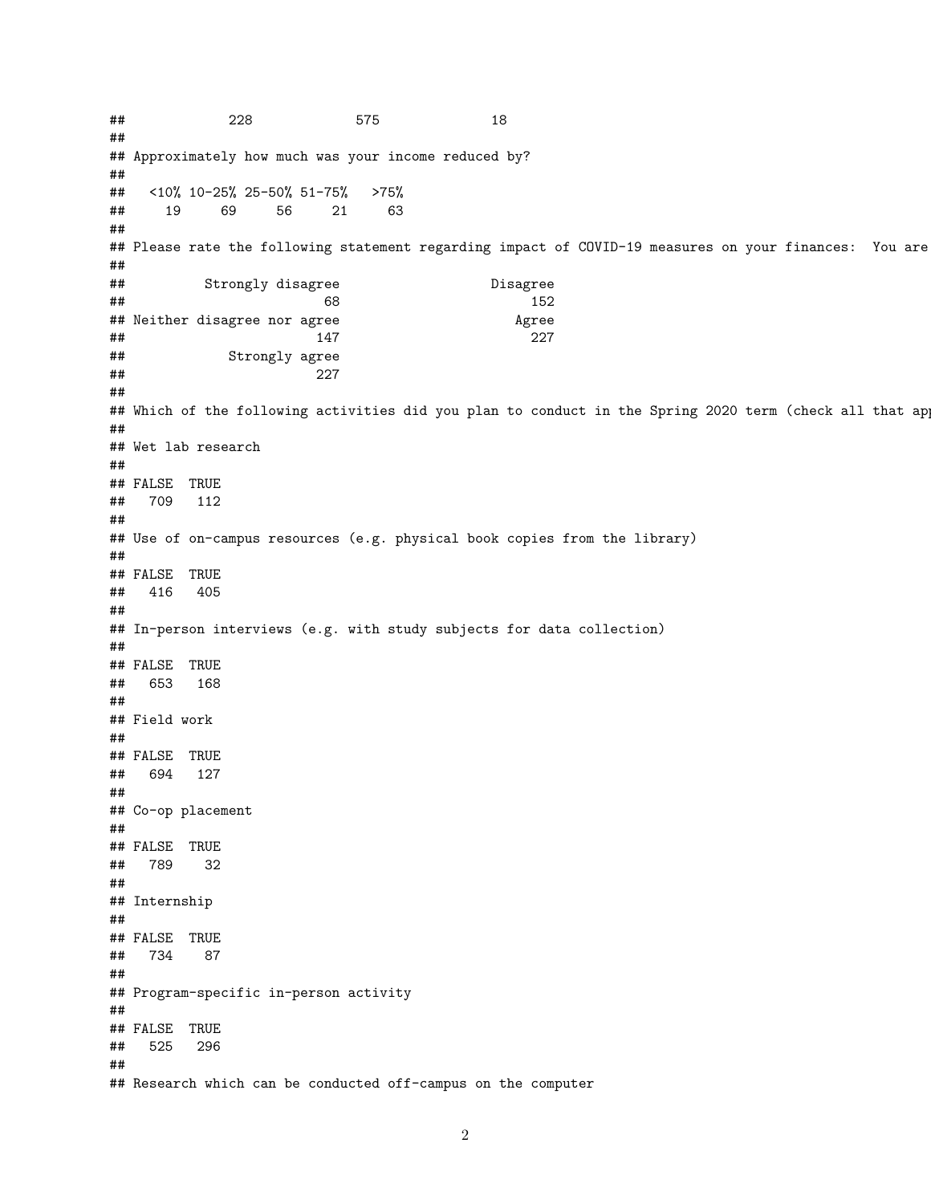```
##            228             575              18
##
## Approximately how much was your income reduced by?
##
##   <10% 10-25% 25-50% 51-75%   >75%
##     19     69     56     21     63
##
## Please rate the following statement regarding impact of COVID-19 measures on your finances:  You are
##
##          Strongly disagree                   Disagree
##                         68                        152
## Neither disagree nor agree                      Agree
##                        147                        227
##             Strongly agree
##                        227
##
## Which of the following activities did you plan to conduct in the Spring 2020 term (check all that app
##
## Wet lab research
##
## FALSE  TRUE
##   709   112
##
## Use of on-campus resources (e.g. physical book copies from the library)
##
## FALSE  TRUE
##   416   405
##
## In-person interviews (e.g. with study subjects for data collection)
##
## FALSE  TRUE
##   653   168
##
## Field work
##
## FALSE  TRUE
##   694   127
##
## Co-op placement
##
## FALSE  TRUE
##   789    32
##
## Internship
##
## FALSE  TRUE
##   734    87
##
## Program-specific in-person activity
##
## FALSE  TRUE
##   525   296
##
## Research which can be conducted off-campus on the computer
```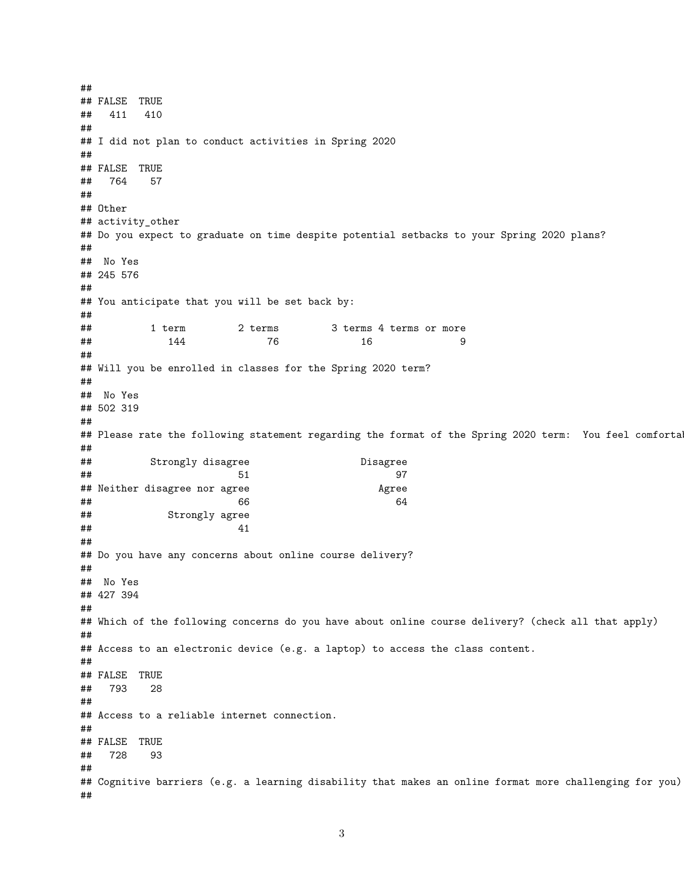```
##
## FALSE  TRUE
##   411   410
##
## I did not plan to conduct activities in Spring 2020
##
## FALSE  TRUE
##   764    57
##
## Other
## activity_other
## Do you expect to graduate on time despite potential setbacks to your Spring 2020 plans?
##
##  No Yes
## 245 576
##
## You anticipate that you will be set back by:
##
##          1 term         2 terms         3 terms 4 terms or more
##            144              76              16               9
##
## Will you be enrolled in classes for the Spring 2020 term?
##
##  No Yes
## 502 319
##
## Please rate the following statement regarding the format of the Spring 2020 term:  You feel comfortal
##
##          Strongly disagree                  Disagree
##                         51                        97
## Neither disagree nor agree                     Agree
##                         66                        64
##             Strongly agree
##                         41
##
## Do you have any concerns about online course delivery?
##
##  No Yes
## 427 394
##
## Which of the following concerns do you have about online course delivery? (check all that apply)
##
## Access to an electronic device (e.g. a laptop) to access the class content.
##
## FALSE  TRUE
##   793    28
##
## Access to a reliable internet connection.
##
## FALSE  TRUE
##   728    93
##
## Cognitive barriers (e.g. a learning disability that makes an online format more challenging for you)
##
```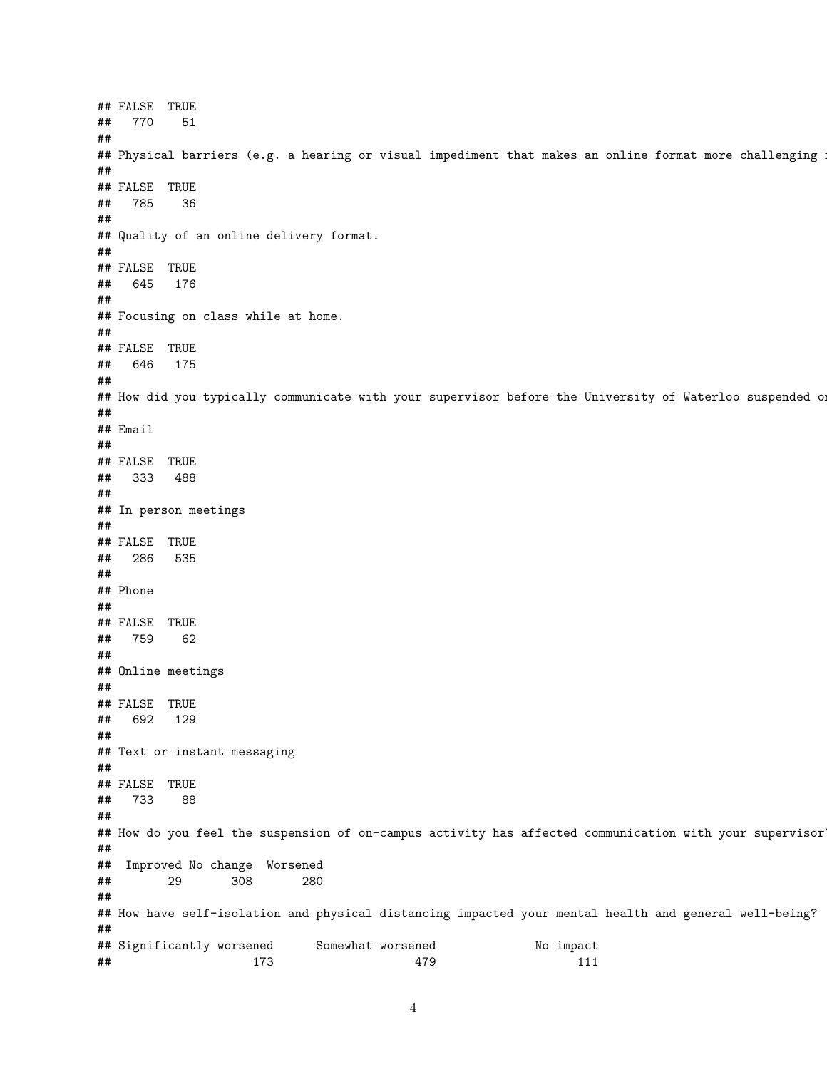```
## FALSE  TRUE
##   770    51
##
## Physical barriers (e.g. a hearing or visual impediment that makes an online format more challenging 
##
## FALSE  TRUE
##   785    36
##
## Quality of an online delivery format.
##
## FALSE  TRUE
##   645   176
##
## Focusing on class while at home.
##
## FALSE  TRUE
##   646   175
##
## How did you typically communicate with your supervisor before the University of Waterloo suspended o
##
## Email
##
## FALSE  TRUE
##   333   488
##
## In person meetings
##
## FALSE  TRUE
##   286   535
##
## Phone
##
## FALSE  TRUE
##   759    62
##
## Online meetings
##
## FALSE  TRUE
##   692   129
##
## Text or instant messaging
##
## FALSE  TRUE
##   733    88
##
## How do you feel the suspension of on-campus activity has affected communication with your supervisor
##
##  Improved No change  Worsened
##        29       308       280
##
## How have self-isolation and physical distancing impacted your mental health and general well-being?
##
## Significantly worsened      Somewhat worsened              No impact
##                    173                    479                    111
```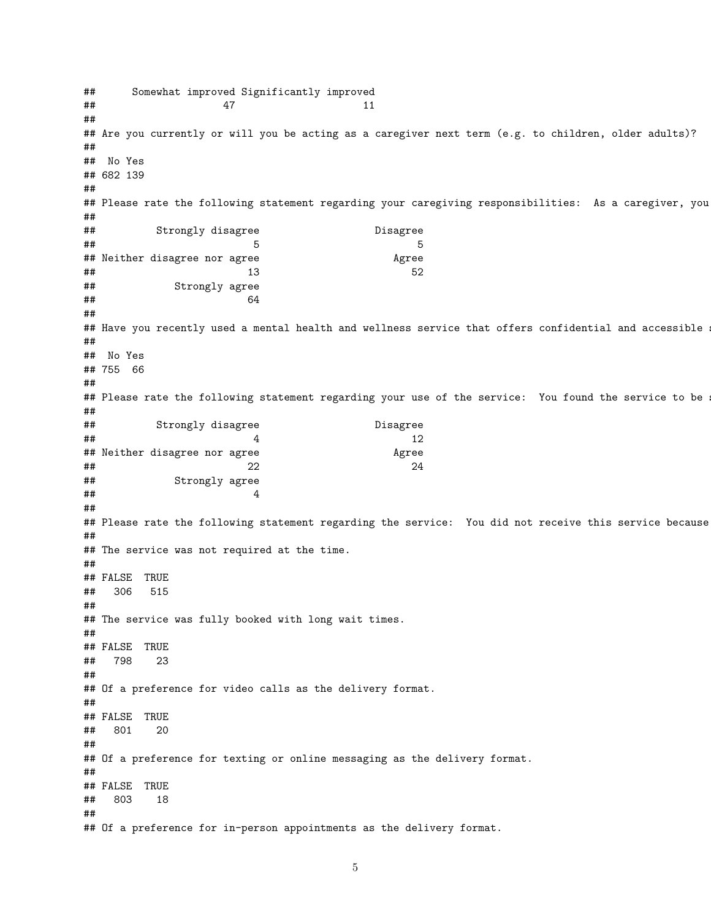```
##      Somewhat improved Significantly improved
##                     47                     11
##
## Are you currently or will you be acting as a caregiver next term (e.g. to children, older adults)?
##
##  No Yes
## 682 139
##
## Please rate the following statement regarding your caregiving responsibilities:  As a caregiver, you
##
##          Strongly disagree                   Disagree
##                          5                          5
## Neither disagree nor agree                      Agree
##                         13                         52
##             Strongly agree
##                         64
##
## Have you recently used a mental health and wellness service that offers confidential and accessible s
##
##  No Yes
## 755  66
##
## Please rate the following statement regarding your use of the service:  You found the service to be s
##
##          Strongly disagree                   Disagree
##                          4                         12
## Neither disagree nor agree                      Agree
##                         22                         24
##             Strongly agree
##                          4
##
## Please rate the following statement regarding the service:  You did not receive this service because
##
## The service was not required at the time.
##
## FALSE  TRUE
##   306   515
##
## The service was fully booked with long wait times.
##
## FALSE  TRUE
##   798    23
##
## Of a preference for video calls as the delivery format.
##
## FALSE  TRUE
##   801    20
##
## Of a preference for texting or online messaging as the delivery format.
##
## FALSE  TRUE
##   803    18
##
## Of a preference for in-person appointments as the delivery format.
```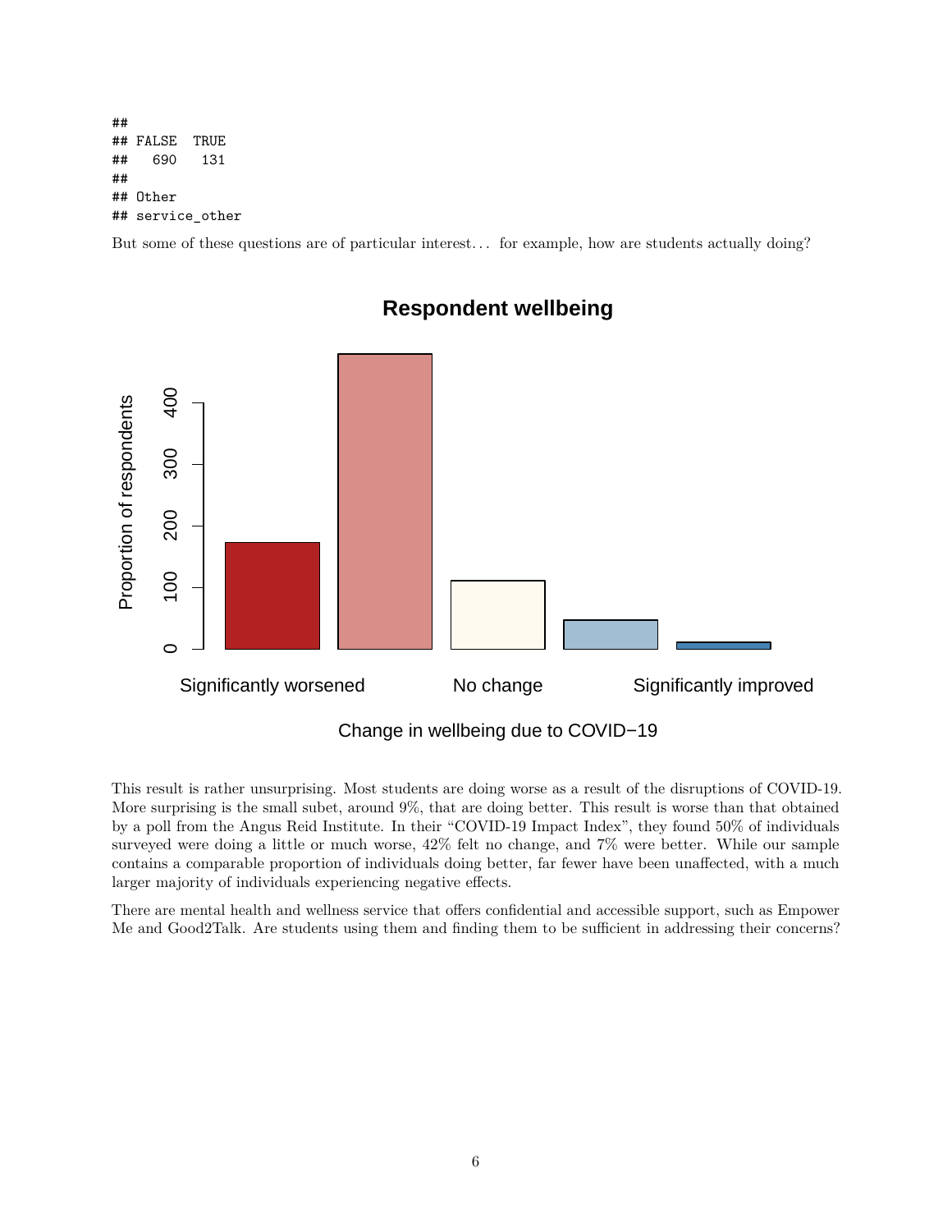```
##
## FALSE  TRUE
##   690   131
##
## Other
## service_other
```

But some of these questions are of particular interest… for example, how are students actually doing?

This result is rather unsurprising. Most students are doing worse as a result of the disruptions of COVID-19. More surprising is the small subet, around 9%, that are doing better. This result is worse than that obtained by a poll from the Angus Reid Institute. In their "COVID-19 Impact Index", they found 50% of individuals surveyed were doing a little or much worse, 42% felt no change, and 7% were better. While our sample contains a comparable proportion of individuals doing better, far fewer have been unaffected, with a much larger majority of individuals experiencing negative effects.

There are mental health and wellness service that offers confidential and accessible support, such as Empower Me and Good2Talk. Are students using them and finding them to be sufficient in addressing their concerns?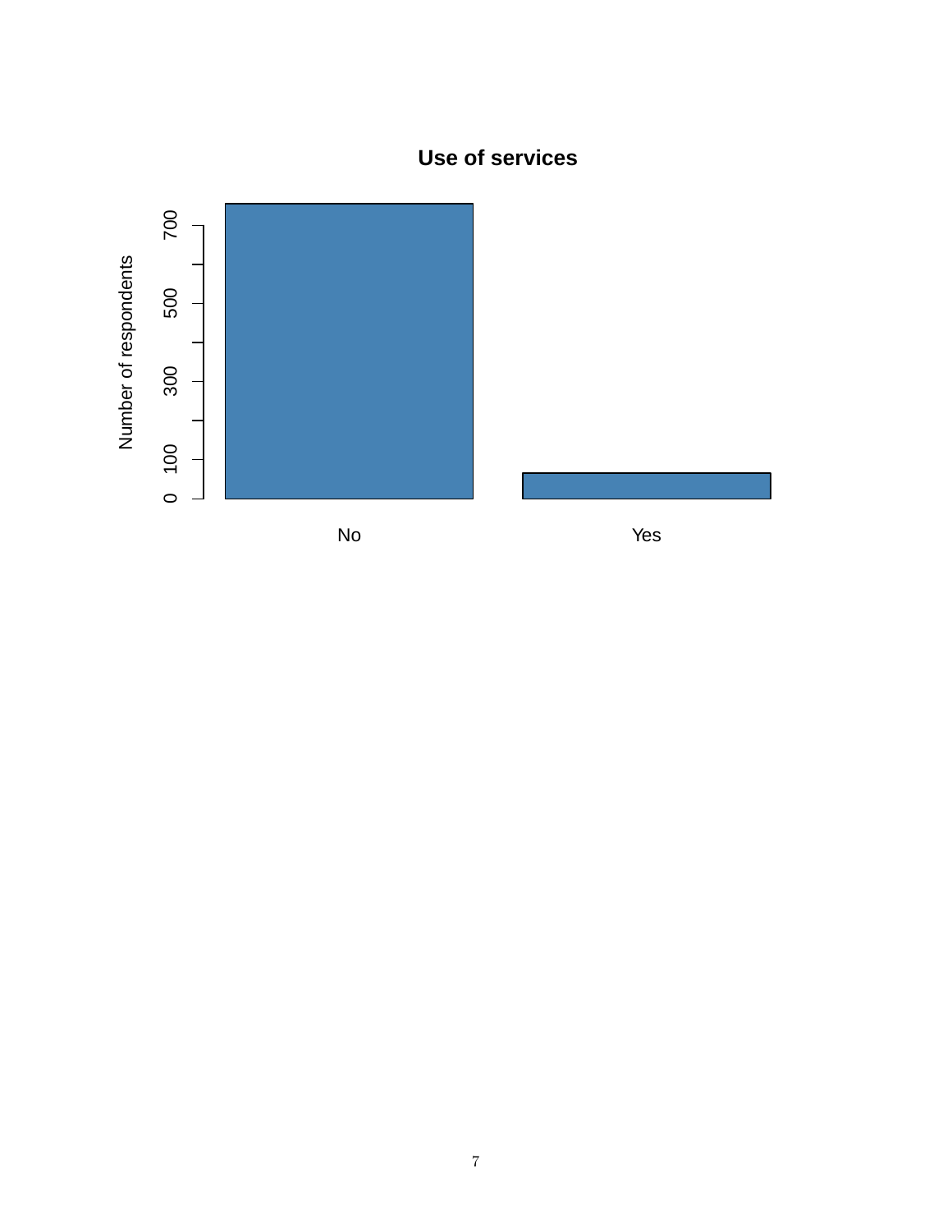**Use of services**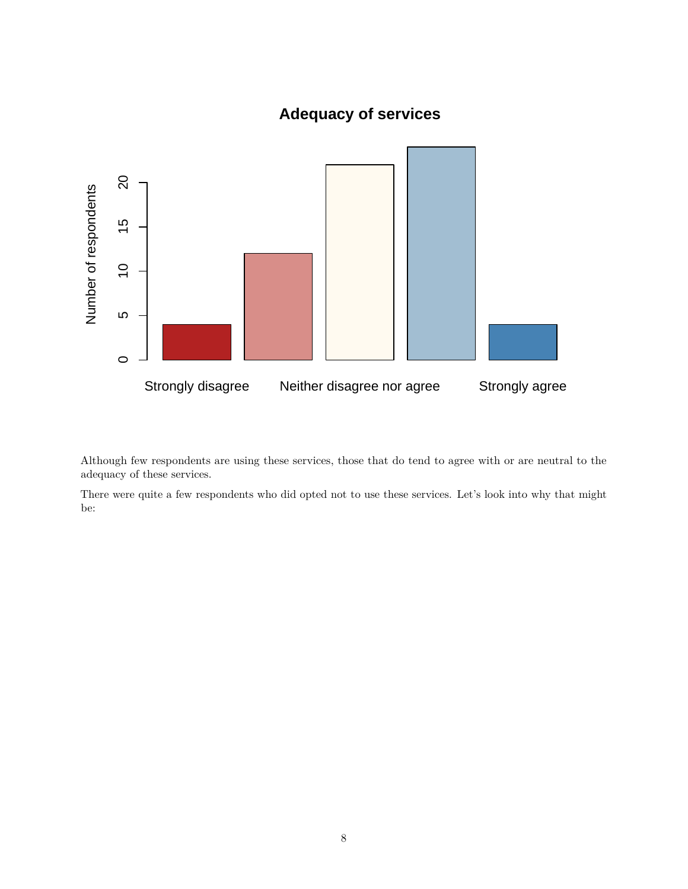Although few respondents are using these services, those that do tend to agree with or are neutral to the adequacy of these services.

There were quite a few respondents who did opted not to use these services. Let's look into why that might be: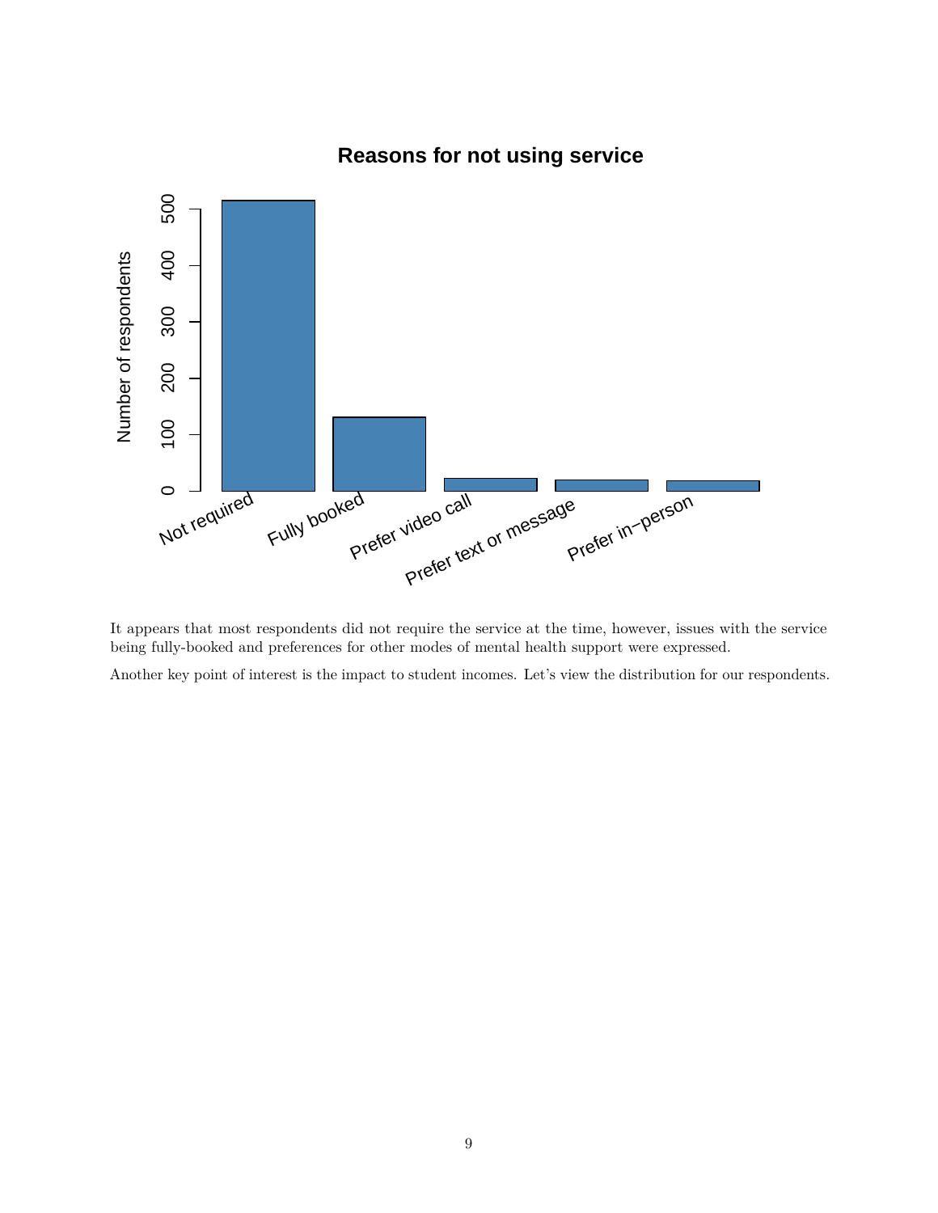It appears that most respondents did not require the service at the time, however, issues with the service being fully-booked and preferences for other modes of mental health support were expressed.

Another key point of interest is the impact to student incomes. Let's view the distribution for our respondents.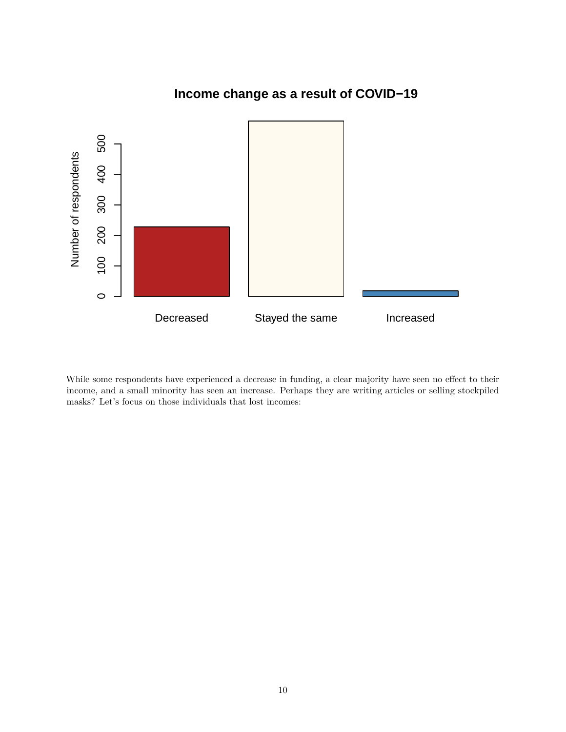While some respondents have experienced a decrease in funding, a clear majority have seen no effect to their income, and a small minority has seen an increase. Perhaps they are writing articles or selling stockpiled masks? Let's focus on those individuals that lost incomes: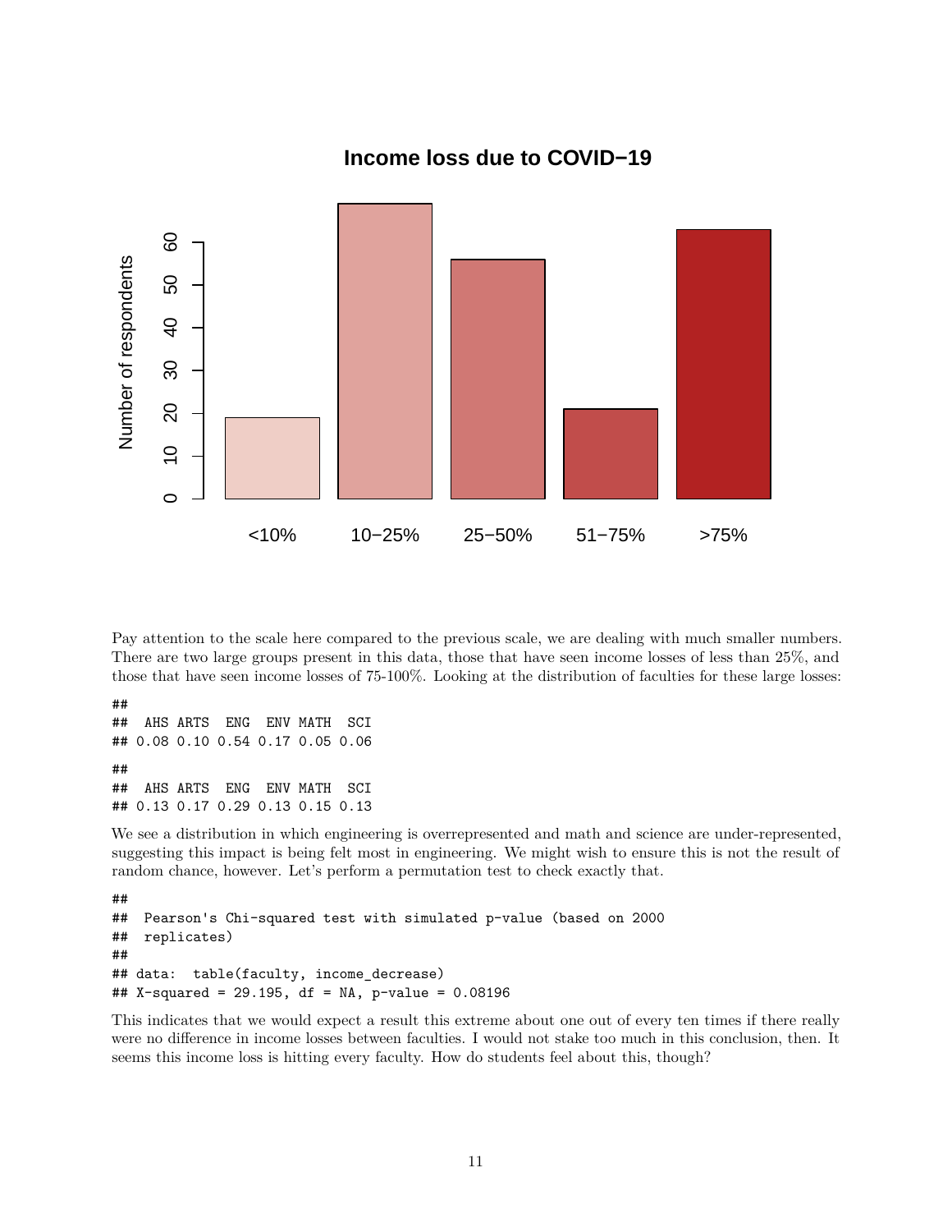Pay attention to the scale here compared to the previous scale, we are dealing with much smaller numbers. There are two large groups present in this data, those that have seen income losses of less than 25%, and those that have seen income losses of 75-100%. Looking at the distribution of faculties for these large losses:

```
##
##  AHS ARTS  ENG  ENV MATH  SCI
## 0.08 0.10 0.54 0.17 0.05 0.06
```

```
##
##  AHS ARTS  ENG  ENV MATH  SCI
## 0.13 0.17 0.29 0.13 0.15 0.13
```

We see a distribution in which engineering is overrepresented and math and science are under-represented, suggesting this impact is being felt most in engineering. We might wish to ensure this is not the result of random chance, however. Let's perform a permutation test to check exactly that.

```
##
##  Pearson's Chi-squared test with simulated p-value (based on 2000
##  replicates)
##
## data:  table(faculty, income_decrease)
## X-squared = 29.195, df = NA, p-value = 0.08196
```

This indicates that we would expect a result this extreme about one out of every ten times if there really were no difference in income losses between faculties. I would not stake too much in this conclusion, then. It seems this income loss is hitting every faculty. How do students feel about this, though?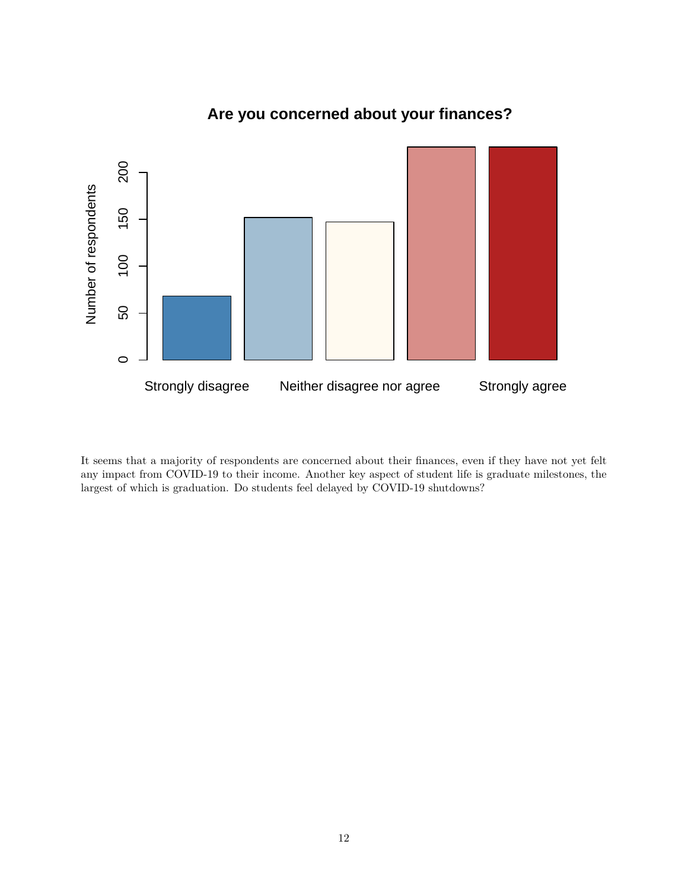It seems that a majority of respondents are concerned about their finances, even if they have not yet felt any impact from COVID-19 to their income. Another key aspect of student life is graduate milestones, the largest of which is graduation. Do students feel delayed by COVID-19 shutdowns?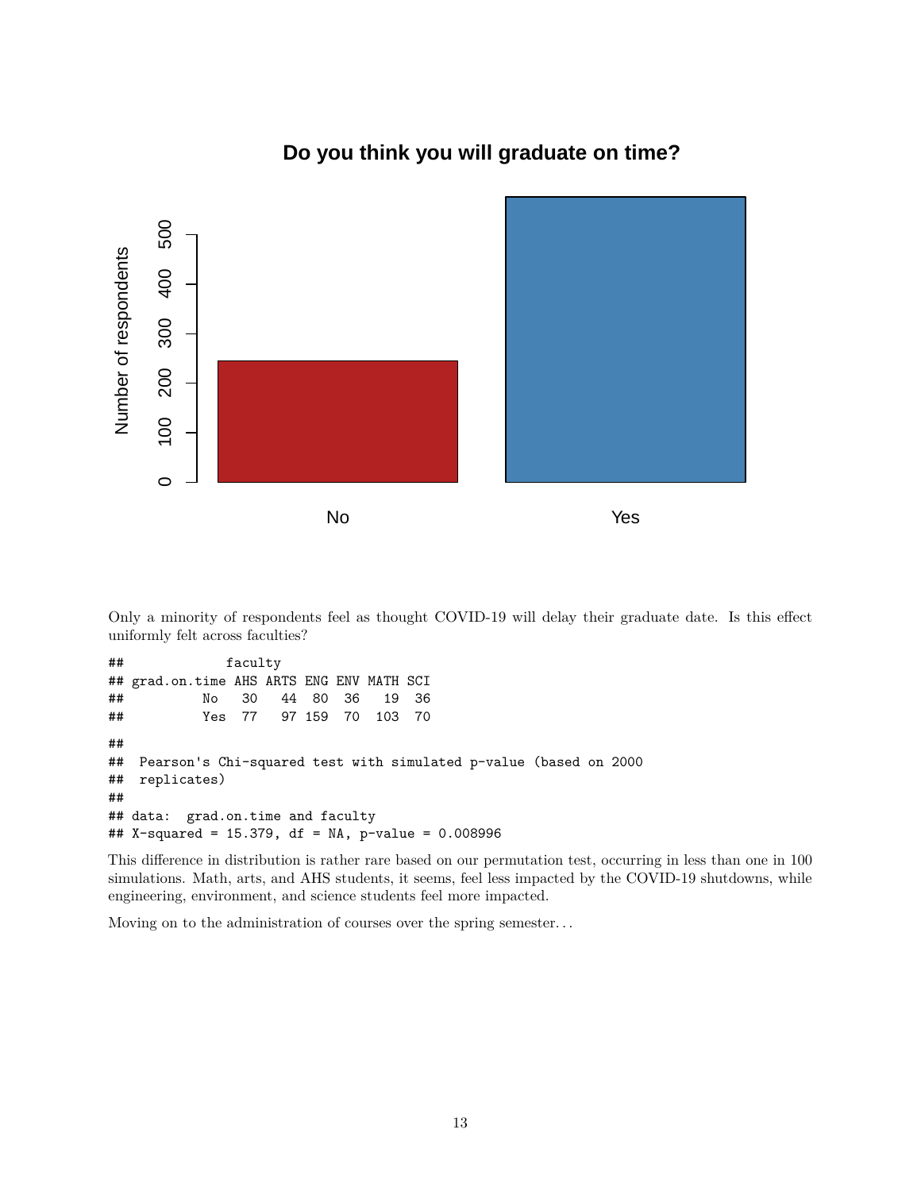Only a minority of respondents feel as thought COVID-19 will delay their graduate date. Is this effect uniformly felt across faculties?

```
##             faculty
## grad.on.time AHS ARTS ENG ENV MATH SCI
##          No   30   44  80  36   19  36
##          Yes  77   97 159  70  103  70
```

```
##
##  Pearson's Chi-squared test with simulated p-value (based on 2000
##  replicates)
##
## data:  grad.on.time and faculty
## X-squared = 15.379, df = NA, p-value = 0.008996
```

This difference in distribution is rather rare based on our permutation test, occurring in less than one in 100 simulations. Math, arts, and AHS students, it seems, feel less impacted by the COVID-19 shutdowns, while engineering, environment, and science students feel more impacted.

Moving on to the administration of courses over the spring semester. . .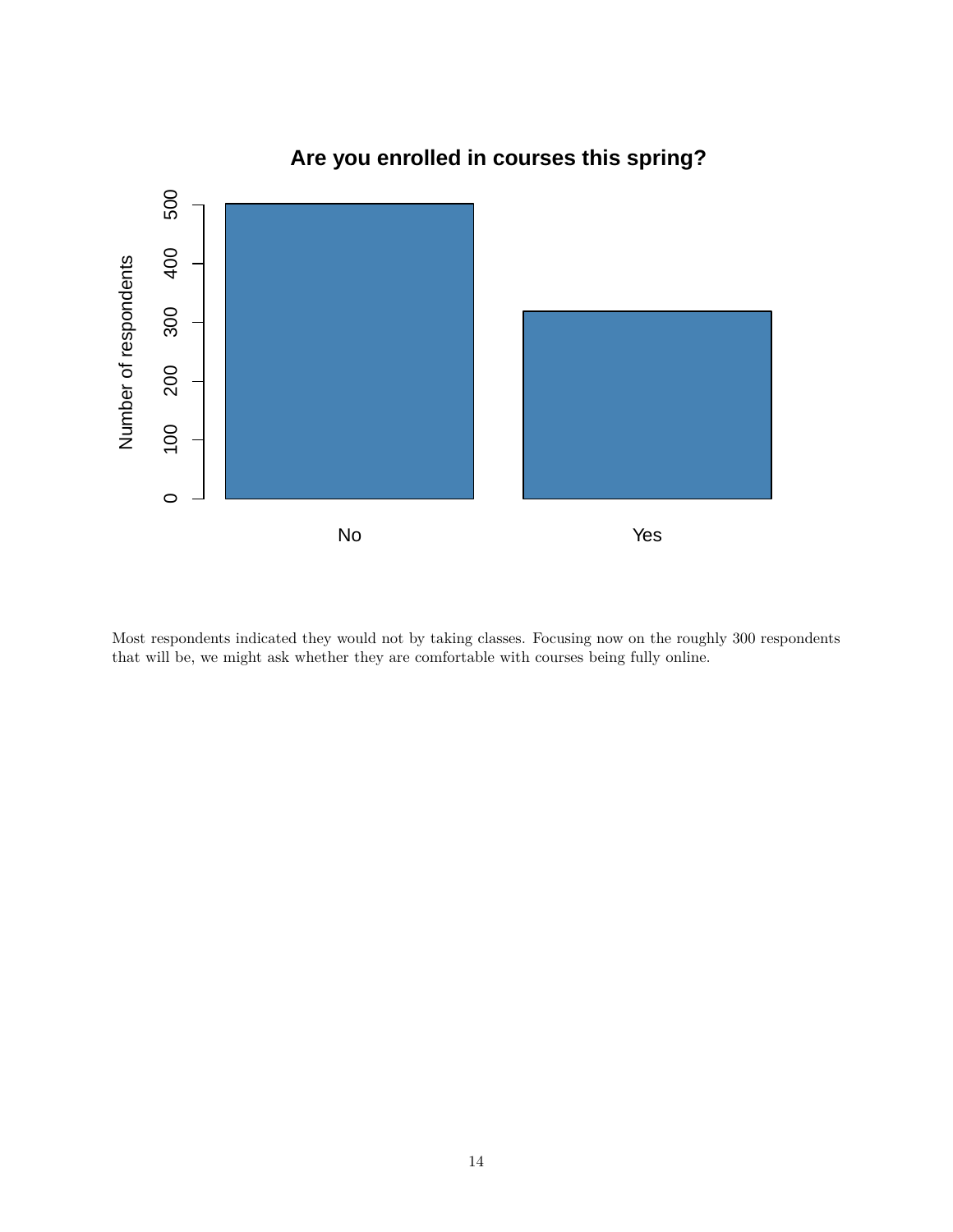Most respondents indicated they would not by taking classes. Focusing now on the roughly 300 respondents that will be, we might ask whether they are comfortable with courses being fully online.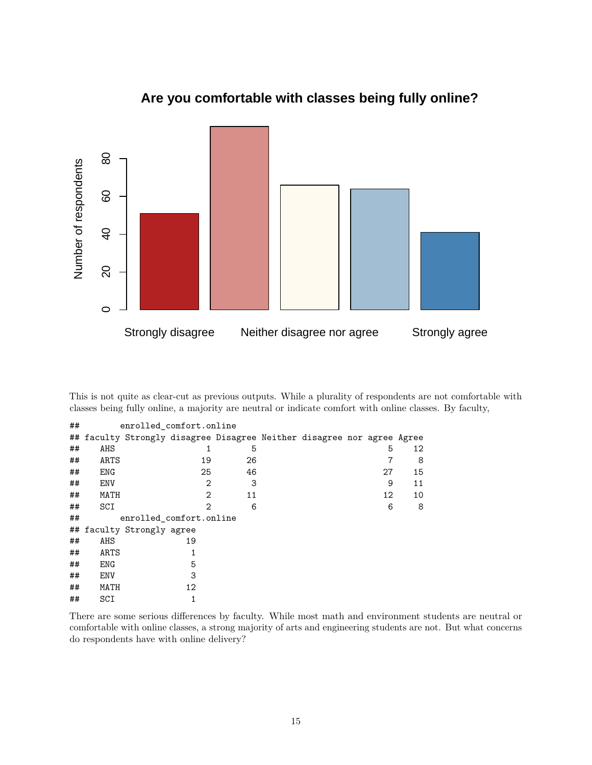This is not quite as clear-cut as previous outputs. While a plurality of respondents are not comfortable with classes being fully online, a majority are neutral or indicate comfort with online classes. By faculty,

```
##        enrolled_comfort.online
## faculty Strongly disagree Disagree Neither disagree nor agree Agree
##    AHS                  1        5                          5    12
##    ARTS                19       26                          7     8
##    ENG                 25       46                         27    15
##    ENV                  2        3                          9    11
##    MATH                 2       11                         12    10
##    SCI                  2        6                          6     8
##        enrolled_comfort.online
## faculty Strongly agree
##    AHS               19
##    ARTS               1
##    ENG                5
##    ENV                3
##    MATH              12
##    SCI                1
```

There are some serious differences by faculty. While most math and environment students are neutral or comfortable with online classes, a strong majority of arts and engineering students are not. But what concerns do respondents have with online delivery?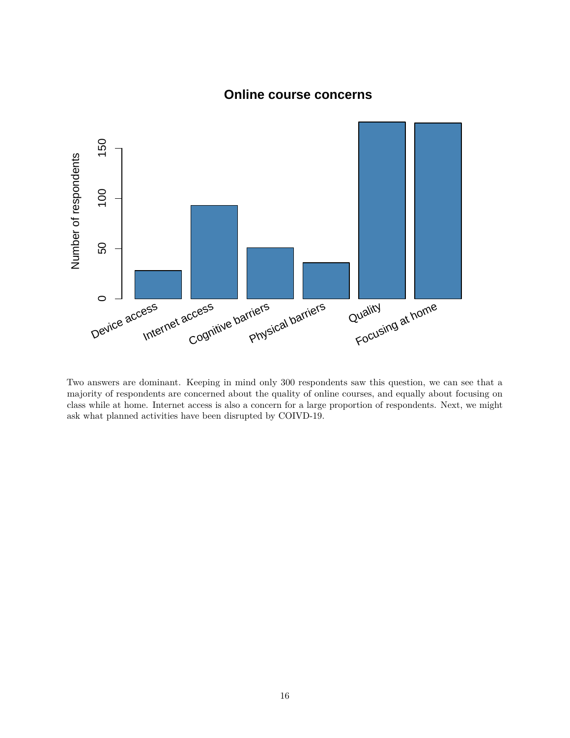Two answers are dominant. Keeping in mind only 300 respondents saw this question, we can see that a majority of respondents are concerned about the quality of online courses, and equally about focusing on class while at home. Internet access is also a concern for a large proportion of respondents. Next, we might ask what planned activities have been disrupted by COIVD-19.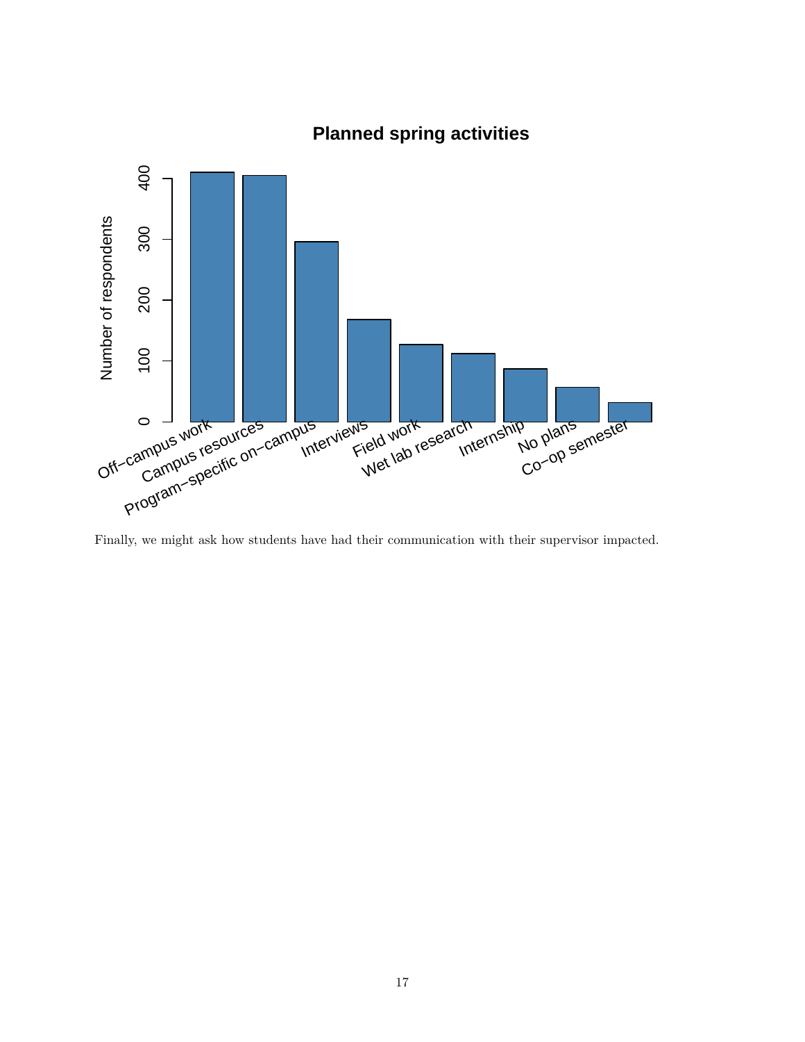Finally, we might ask how students have had their communication with their supervisor impacted.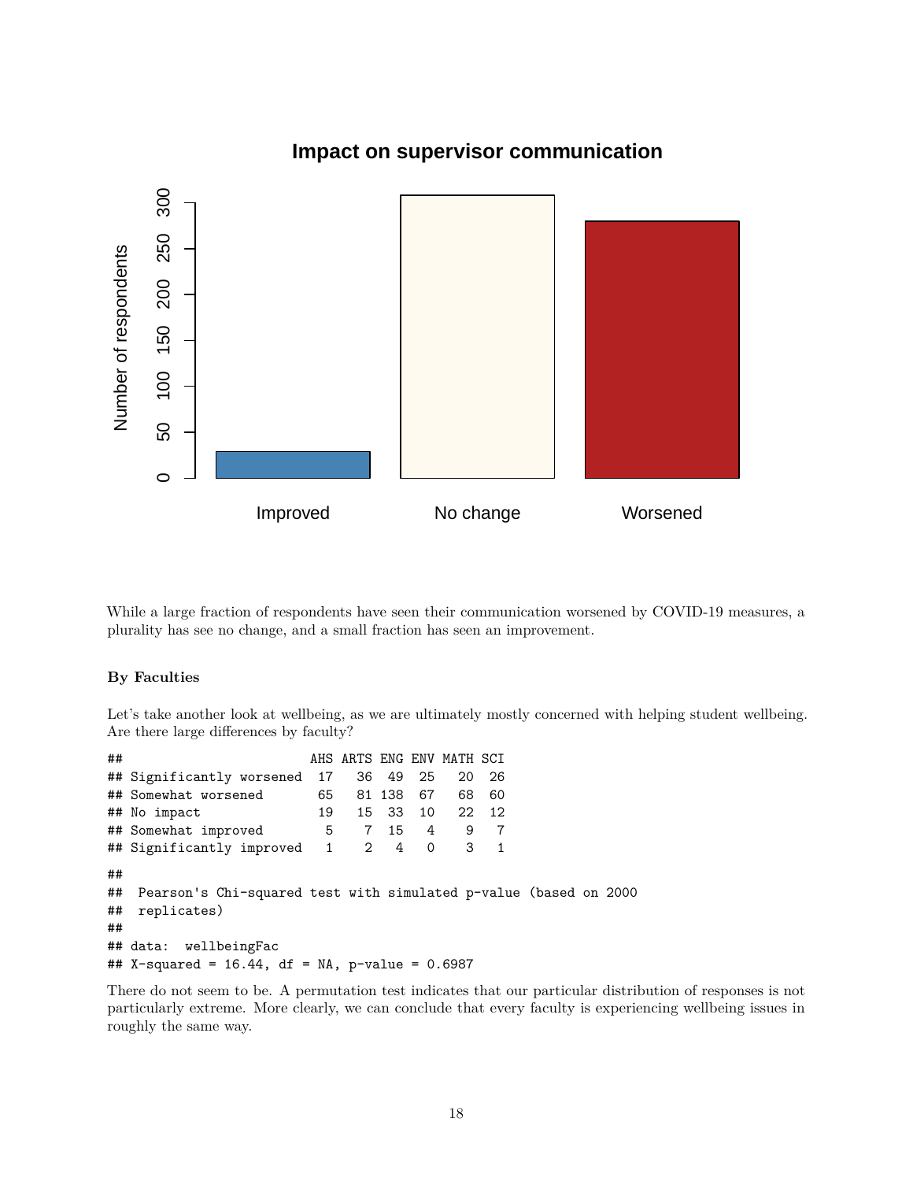While a large fraction of respondents have seen their communication worsened by COVID-19 measures, a plurality has see no change, and a small fraction has seen an improvement.

#### By Faculties

Let's take another look at wellbeing, as we are ultimately mostly concerned with helping student wellbeing. Are there large differences by faculty?

```
##                         AHS ARTS ENG ENV MATH SCI
## Significantly worsened  17   36  49  25   20  26
## Somewhat worsened       65   81 138  67   68  60
## No impact               19   15  33  10   22  12
## Somewhat improved        5    7  15   4    9   7
## Significantly improved   1    2   4   0    3   1
```

```
##
##  Pearson's Chi-squared test with simulated p-value (based on 2000
##  replicates)
##
## data:  wellbeingFac
## X-squared = 16.44, df = NA, p-value = 0.6987
```

There do not seem to be. A permutation test indicates that our particular distribution of responses is not particularly extreme. More clearly, we can conclude that every faculty is experiencing wellbeing issues in roughly the same way.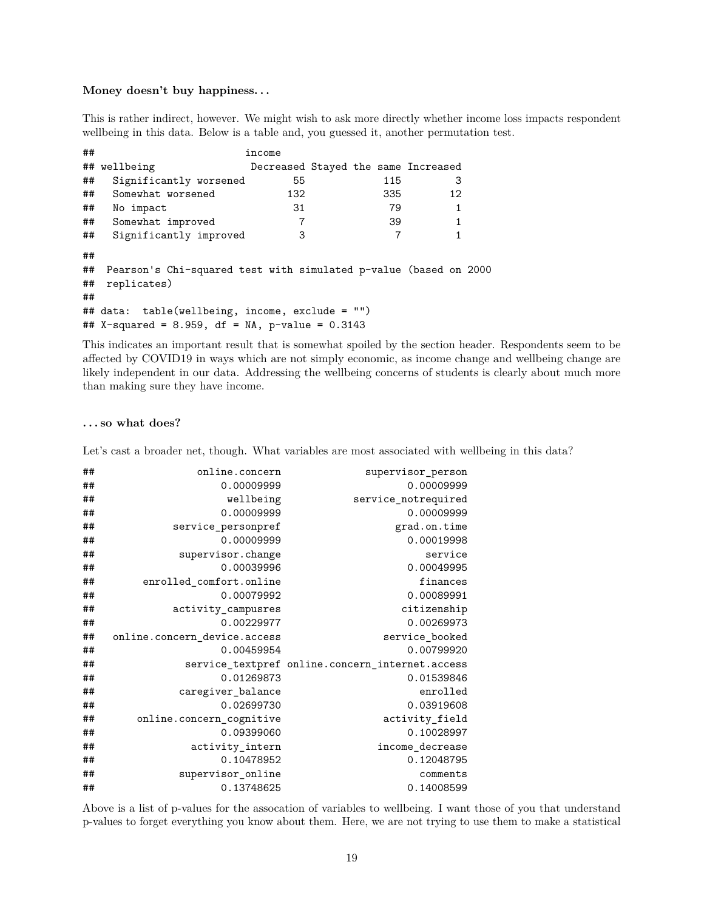**Money doesn't buy happiness...**

This is rather indirect, however. We might wish to ask more directly whether income loss impacts respondent wellbeing in this data. Below is a table and, you guessed it, another permutation test.

```
##                         income
## wellbeing                Decreased Stayed the same Increased
##   Significantly worsened        55             115         3
##   Somewhat worsened            132             335        12
##   No impact                     31              79         1
##   Somewhat improved              7              39         1
##   Significantly improved         3               7         1
```

```
##
##  Pearson's Chi-squared test with simulated p-value (based on 2000
##  replicates)
##
## data:  table(wellbeing, income, exclude = "")
## X-squared = 8.959, df = NA, p-value = 0.3143
```

This indicates an important result that is somewhat spoiled by the section header. Respondents seem to be affected by COVID19 in ways which are not simply economic, as income change and wellbeing change are likely independent in our data. Addressing the wellbeing concerns of students is clearly about much more than making sure they have income.

**...so what does?**

Let's cast a broader net, though. What variables are most associated with wellbeing in this data?

```
##               online.concern              supervisor_person
##                   0.00009999                     0.00009999
##                    wellbeing            service_notrequired
##                   0.00009999                     0.00009999
##           service_personpref                   grad.on.time
##                   0.00009999                     0.00019998
##            supervisor.change                        service
##                   0.00039996                     0.00049995
##       enrolled_comfort.online                       finances
##                   0.00079992                     0.00089991
##           activity_campusres                    citizenship
##                   0.00229977                     0.00269973
##  online.concern_device.access                 service_booked
##                   0.00459954                     0.00799920
##             service_textpref online.concern_internet.access
##                   0.01269873                     0.01539846
##            caregiver_balance                       enrolled
##                   0.02699730                     0.03919608
##      online.concern_cognitive                 activity_field
##                   0.09399060                     0.10028997
##              activity_intern                income_decrease
##                   0.10478952                     0.12048795
##            supervisor_online                       comments
##                   0.13748625                     0.14008599
```

Above is a list of p-values for the assocation of variables to wellbeing. I want those of you that understand p-values to forget everything you know about them. Here, we are not trying to use them to make a statistical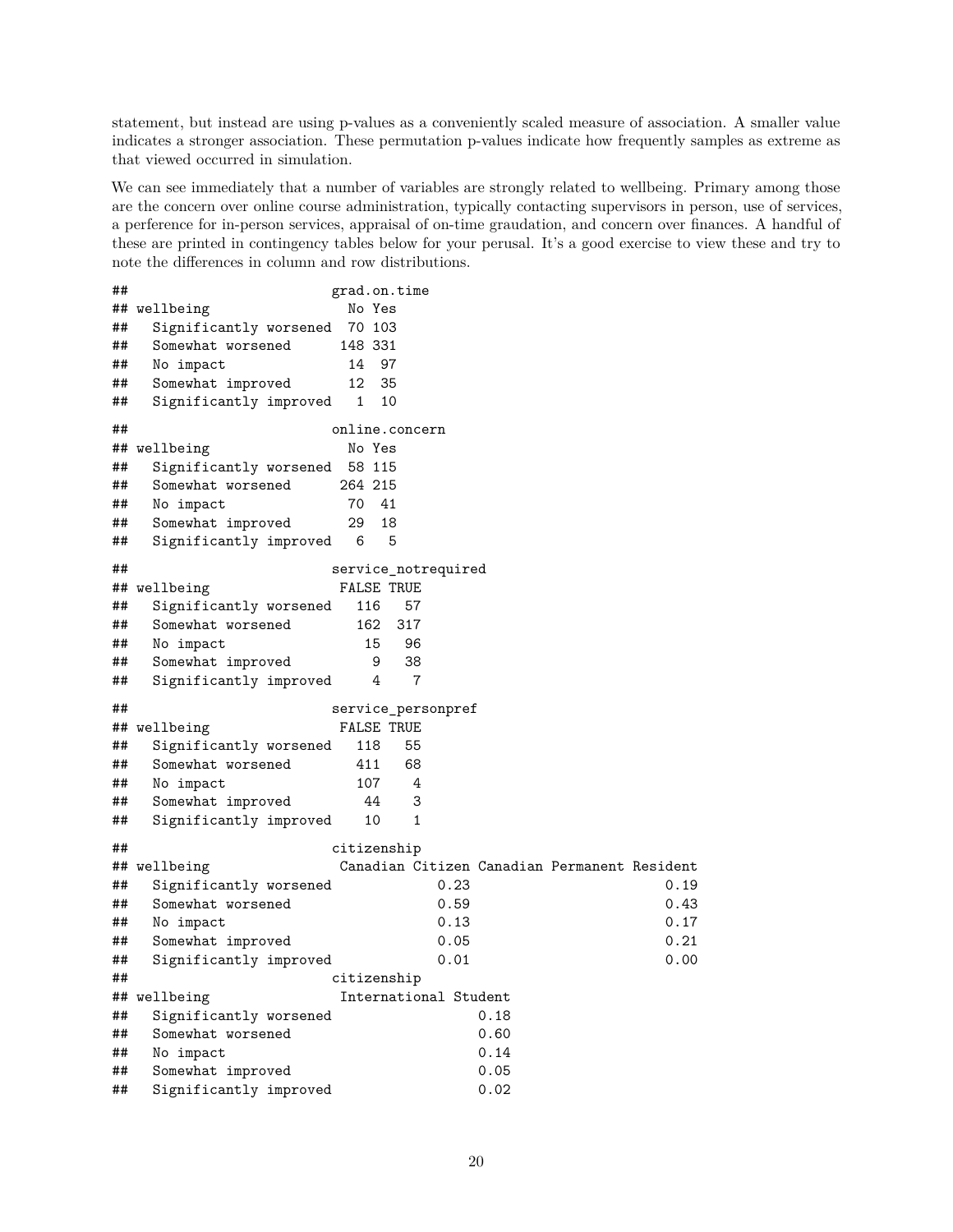statement, but instead are using p-values as a conveniently scaled measure of association. A smaller value indicates a stronger association. These permutation p-values indicate how frequently samples as extreme as that viewed occurred in simulation.

We can see immediately that a number of variables are strongly related to wellbeing. Primary among those are the concern over online course administration, typically contacting supervisors in person, use of services, a perference for in-person services, appraisal of on-time graudation, and concern over finances. A handful of these are printed in contingency tables below for your perusal. It's a good exercise to view these and try to note the differences in column and row distributions.

```
##                        grad.on.time
## wellbeing                No Yes
##   Significantly worsened  70 103
##   Somewhat worsened      148 331
##   No impact               14  97
##   Somewhat improved       12  35
##   Significantly improved   1  10
```

```
##                        online.concern
## wellbeing                No Yes
##   Significantly worsened  58 115
##   Somewhat worsened      264 215
##   No impact               70  41
##   Somewhat improved       29  18
##   Significantly improved   6   5
```

```
##                        service_notrequired
## wellbeing                FALSE TRUE
##   Significantly worsened   116   57
##   Somewhat worsened        162  317
##   No impact                 15   96
##   Somewhat improved          9   38
##   Significantly improved     4    7
```

```
##                        service_personpref
## wellbeing                FALSE TRUE
##   Significantly worsened   118   55
##   Somewhat worsened        411   68
##   No impact                107    4
##   Somewhat improved         44    3
##   Significantly improved    10    1
```

```
##                        citizenship
## wellbeing                Canadian Citizen Canadian Permanent Resident
##   Significantly worsened             0.23                        0.19
##   Somewhat worsened                  0.59                        0.43
##   No impact                          0.13                        0.17
##   Somewhat improved                  0.05                        0.21
##   Significantly improved             0.01                        0.00
##                        citizenship
## wellbeing                International Student
##   Significantly worsened                  0.18
##   Somewhat worsened                       0.60
##   No impact                               0.14
##   Somewhat improved                       0.05
##   Significantly improved                  0.02
```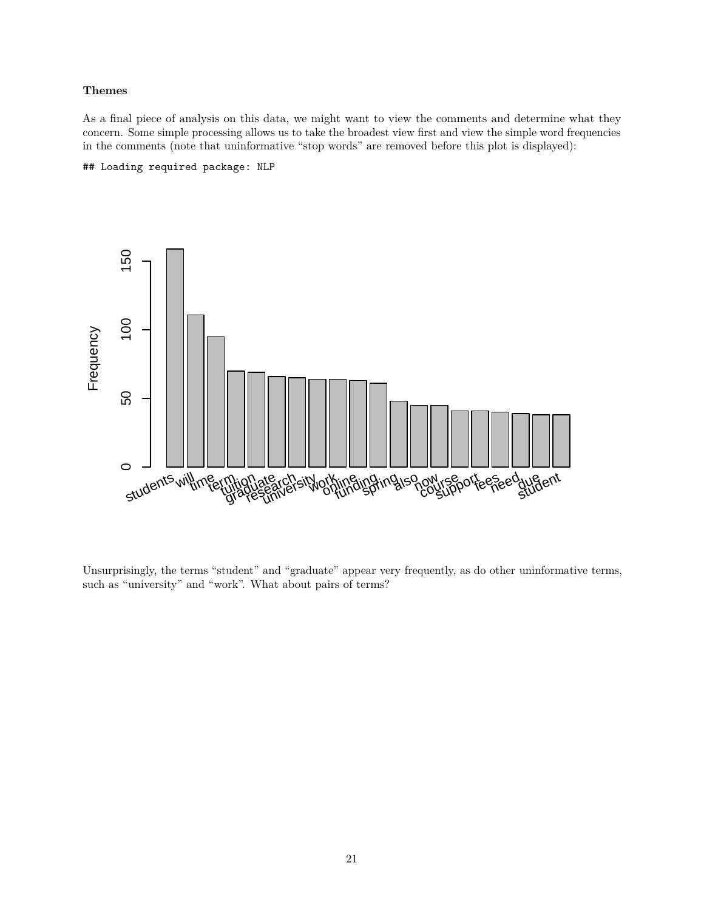**Themes**

As a final piece of analysis on this data, we might want to view the comments and determine what they concern. Some simple processing allows us to take the broadest view first and view the simple word frequencies in the comments (note that uninformative "stop words" are removed before this plot is displayed):

```
## Loading required package: NLP
```

Unsurprisingly, the terms "student" and "graduate" appear very frequently, as do other uninformative terms, such as "university" and "work". What about pairs of terms?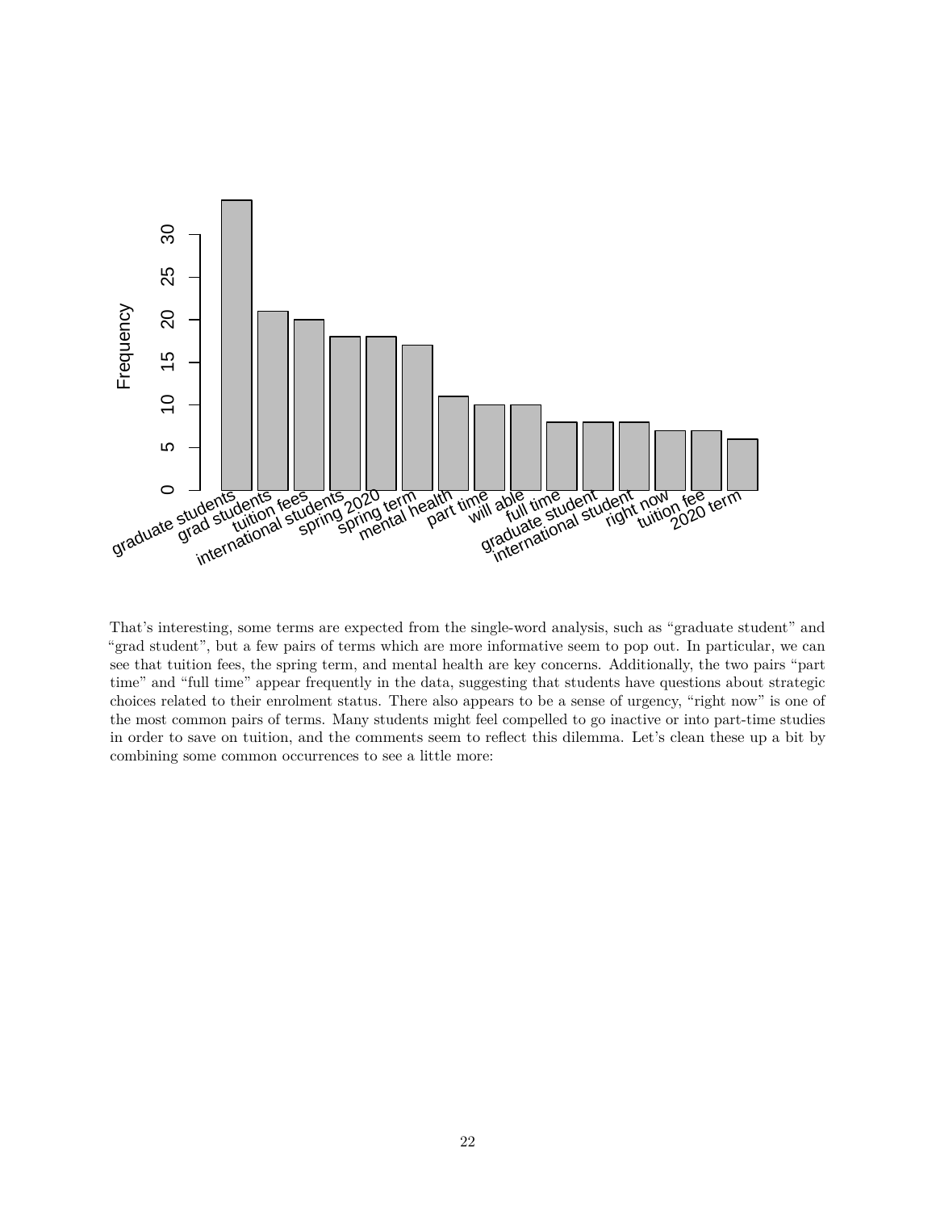That's interesting, some terms are expected from the single-word analysis, such as "graduate student" and "grad student", but a few pairs of terms which are more informative seem to pop out. In particular, we can see that tuition fees, the spring term, and mental health are key concerns. Additionally, the two pairs "part time" and "full time" appear frequently in the data, suggesting that students have questions about strategic choices related to their enrolment status. There also appears to be a sense of urgency, "right now" is one of the most common pairs of terms. Many students might feel compelled to go inactive or into part-time studies in order to save on tuition, and the comments seem to reflect this dilemma. Let's clean these up a bit by combining some common occurrences to see a little more: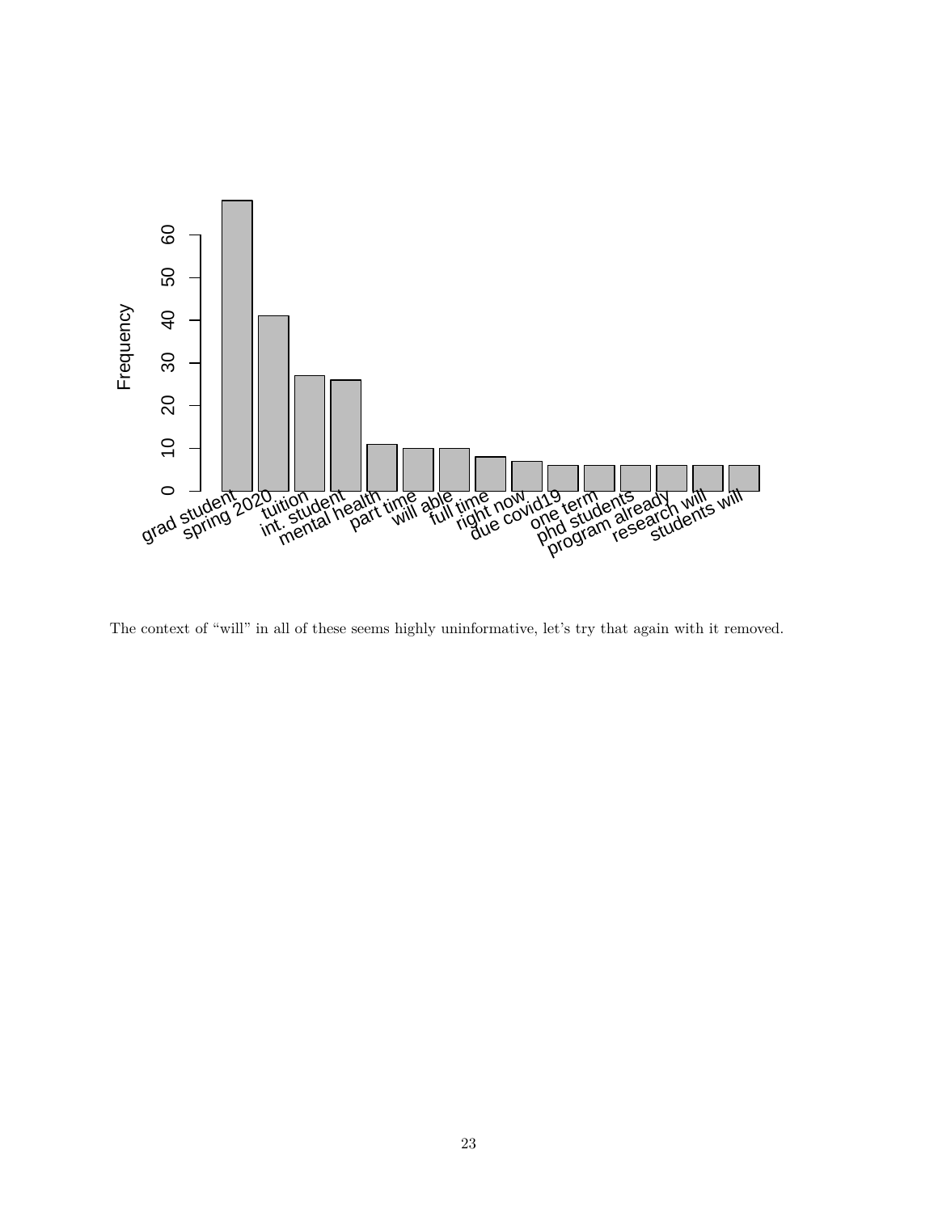The context of "will" in all of these seems highly uninformative, let's try that again with it removed.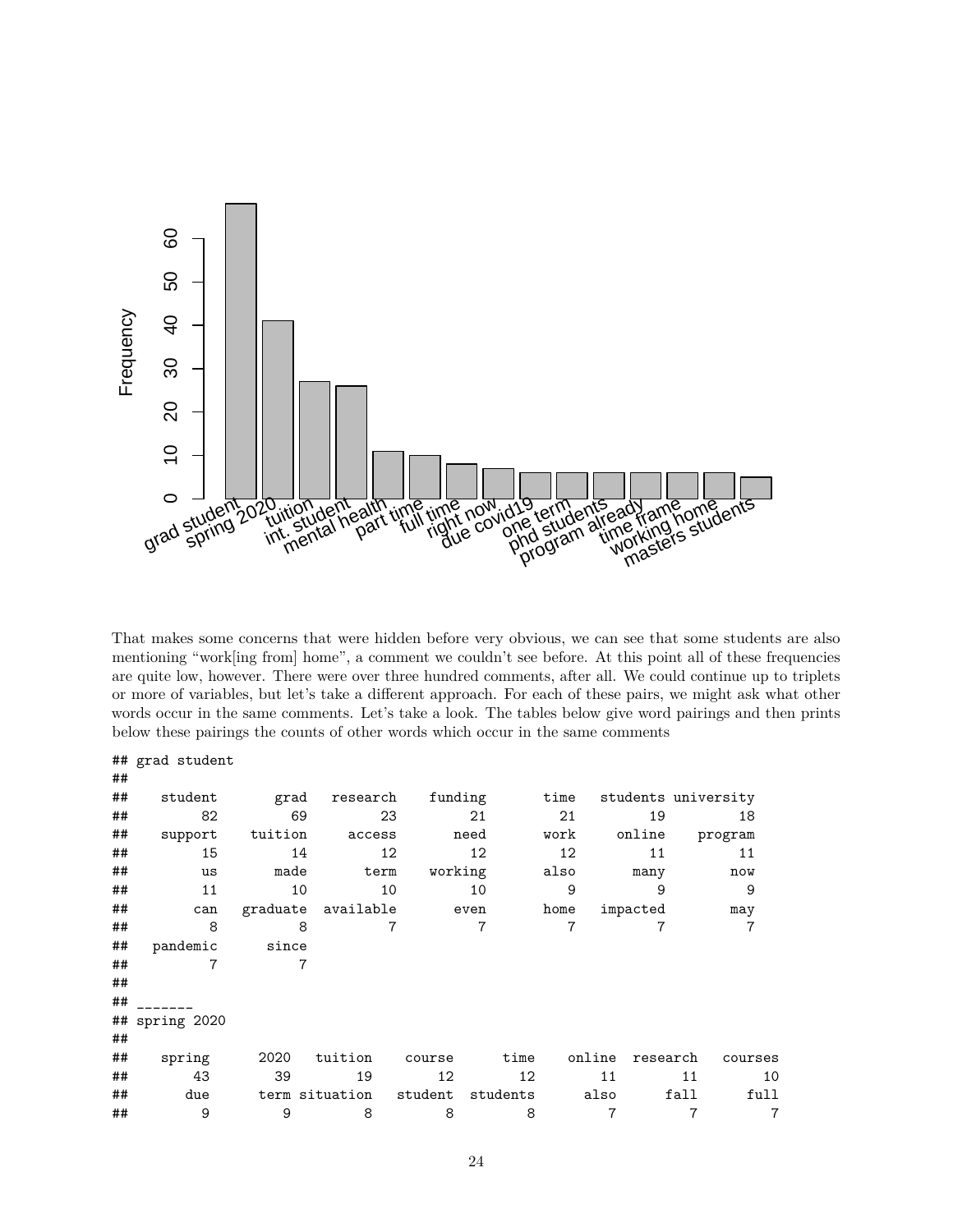That makes some concerns that were hidden before very obvious, we can see that some students are also mentioning "work[ing from] home", a comment we couldn't see before. At this point all of these frequencies are quite low, however. There were over three hundred comments, after all. We could continue up to triplets or more of variables, but let's take a different approach. For each of these pairs, we might ask what other words occur in the same comments. Let's take a look. The tables below give word pairings and then prints below these pairings the counts of other words which occur in the same comments

```
## grad student
##
##    student       grad   research    funding       time   students university
##         82         69         23         21         21         19         18
##    support    tuition     access       need       work     online    program
##         15         14         12         12         12         11         11
##         us       made       term    working       also       many        now
##         11         10         10         10          9          9          9
##        can   graduate  available       even       home   impacted        may
##          8          8          7          7          7          7          7
##   pandemic      since
##          7          7
##
## -------
## spring 2020
##
##    spring      2020   tuition     course       time     online   research    courses
##        43        39        19         12         12         11         11         10
##       due      term situation    student   students       also       fall       full
##         9         9         8          8          8          7          7          7
```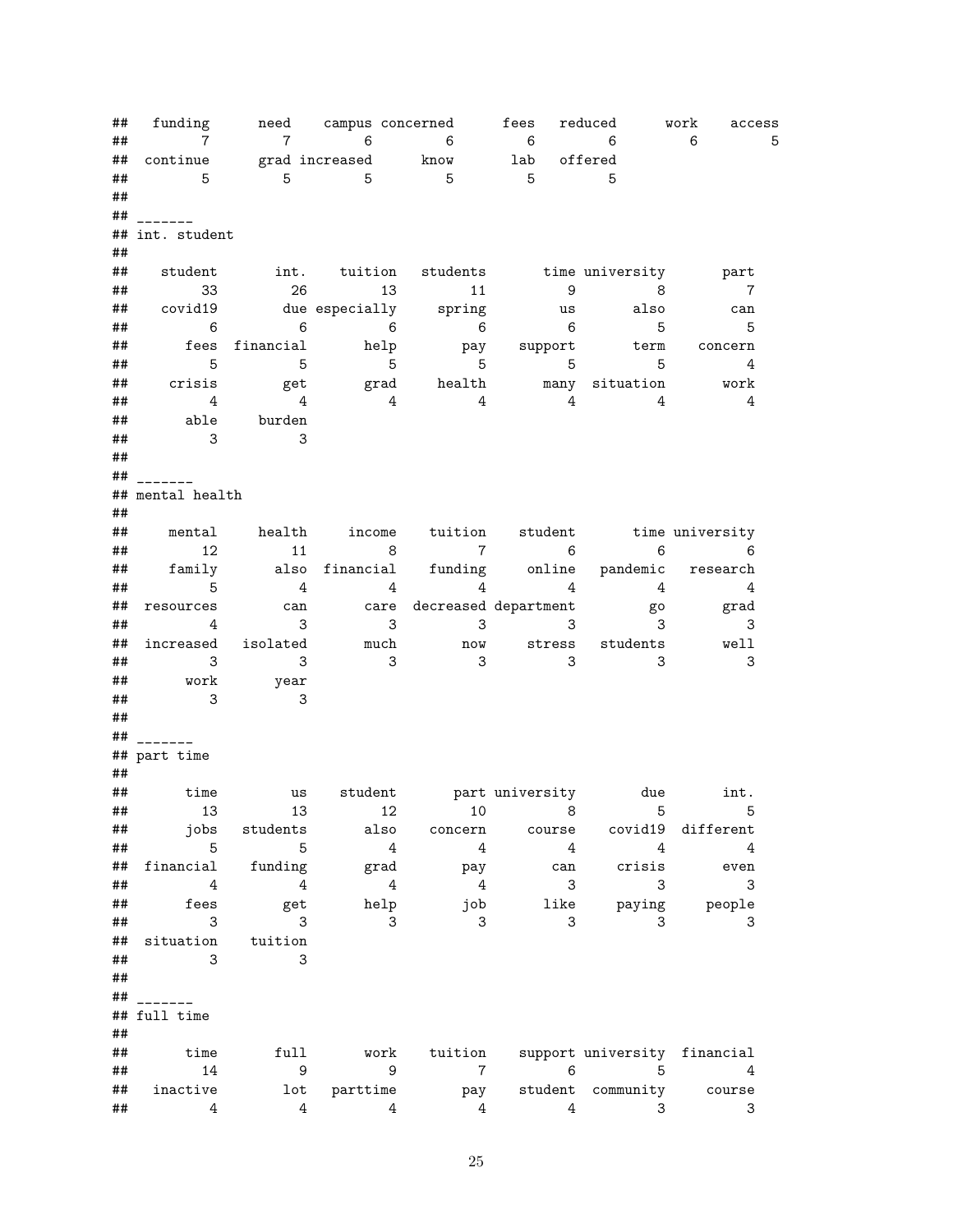```
##   funding      need    campus concerned      fees   reduced      work    access
##         7         7         6         6         6         6         6         5
##  continue      grad increased      know       lab   offered
##         5         5         5         5         5         5
##
## _______
## int. student
##
##    student       int.    tuition   students       time university       part
##         33         26         13         11          9          8          7
##    covid19        due especially     spring         us       also        can
##          6          6          6          6          6          5          5
##       fees  financial       help        pay    support       term    concern
##          5          5          5          5          5          5          4
##     crisis        get       grad     health       many  situation       work
##          4          4          4          4          4          4          4
##       able     burden
##          3          3
##
## _______
## mental health
##
##     mental     health     income    tuition    student       time university
##         12         11          8          7          6          6          6
##     family       also  financial    funding     online   pandemic   research
##          5          4          4          4          4          4          4
##  resources        can       care  decreased department         go       grad
##          4          3          3          3          3          3          3
##  increased   isolated       much        now     stress   students       well
##          3          3          3          3          3          3          3
##       work       year
##          3          3
##
## _______
## part time
##
##       time         us    student       part university        due       int.
##         13         13         12         10          8          5          5
##       jobs   students       also    concern     course    covid19  different
##          5          5          4          4          4          4          4
##  financial    funding       grad        pay        can     crisis       even
##          4          4          4          4          3          3          3
##       fees        get       help        job       like     paying     people
##          3          3          3          3          3          3          3
##  situation    tuition
##          3          3
##
## _______
## full time
##
##       time       full       work    tuition    support university  financial
##         14          9          9          7          6          5          4
##   inactive        lot   parttime        pay    student  community     course
##          4          4          4          4          4          3          3
```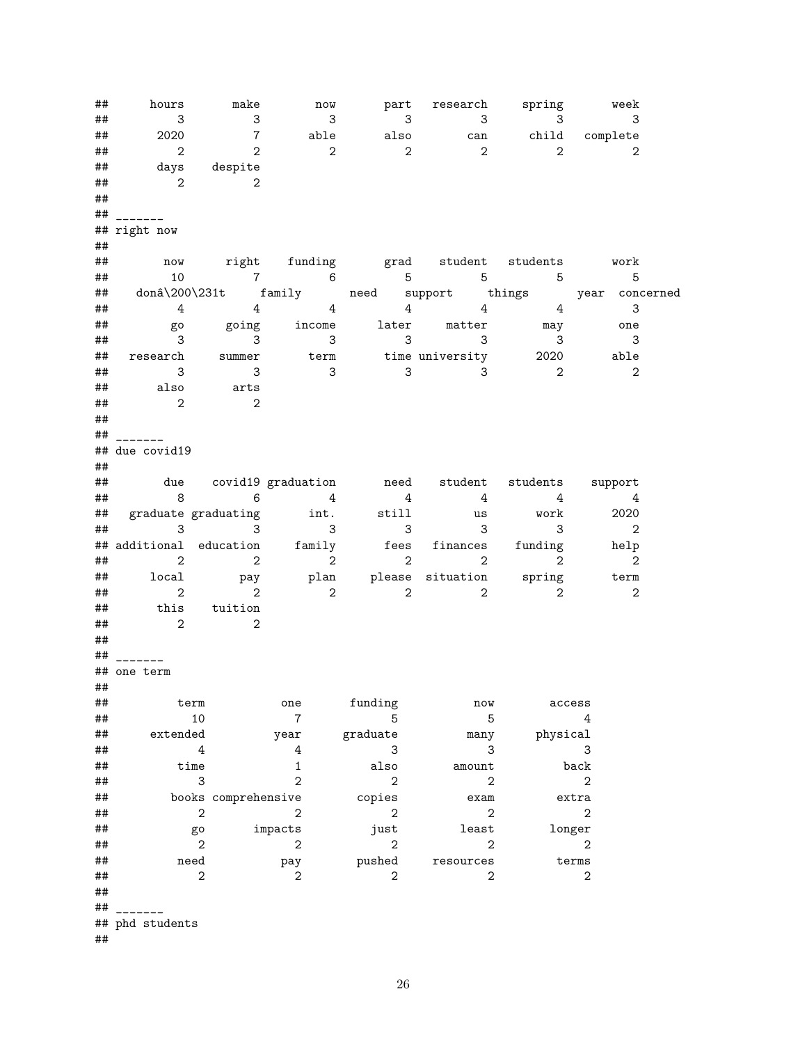```
##      hours       make        now       part   research     spring       week
##          3          3          3          3          3          3          3
##       2020          7       able       also        can      child   complete
##          2          2          2          2          2          2          2
##       days    despite
##          2          2
##
## _______
## right now
##
##        now      right    funding       grad    student   students       work
##         10          7          6          5          5          5          5
##    donâ\200\231t     family       need    support     things       year  concerned
##          4          4          4          4          4          4          3
##         go      going     income      later     matter        may        one
##          3          3          3          3          3          3          3
##   research     summer       term       time university       2020       able
##          3          3          3          3          3          2          2
##       also       arts
##          2          2
##
## _______
## due covid19
##
##        due    covid19 graduation       need    student   students    support
##          8          6          4          4          4          4          4
##   graduate graduating       int.      still         us       work       2020
##          3          3          3          3          3          3          2
## additional  education     family       fees   finances    funding       help
##          2          2          2          2          2          2          2
##      local        pay       plan     please  situation     spring       term
##          2          2          2          2          2          2          2
##       this    tuition
##          2          2
##
## _______
## one term
##
##          term           one       funding           now        access
##            10             7             5             5             4
##      extended          year      graduate          many      physical
##             4             4             3             3             3
##          time             1          also        amount          back
##             3             2             2             2             2
##         books comprehensive        copies          exam         extra
##             2             2             2             2             2
##            go       impacts          just         least        longer
##             2             2             2             2             2
##          need           pay        pushed     resources         terms
##             2             2             2             2             2
##
## _______
## phd students
##
```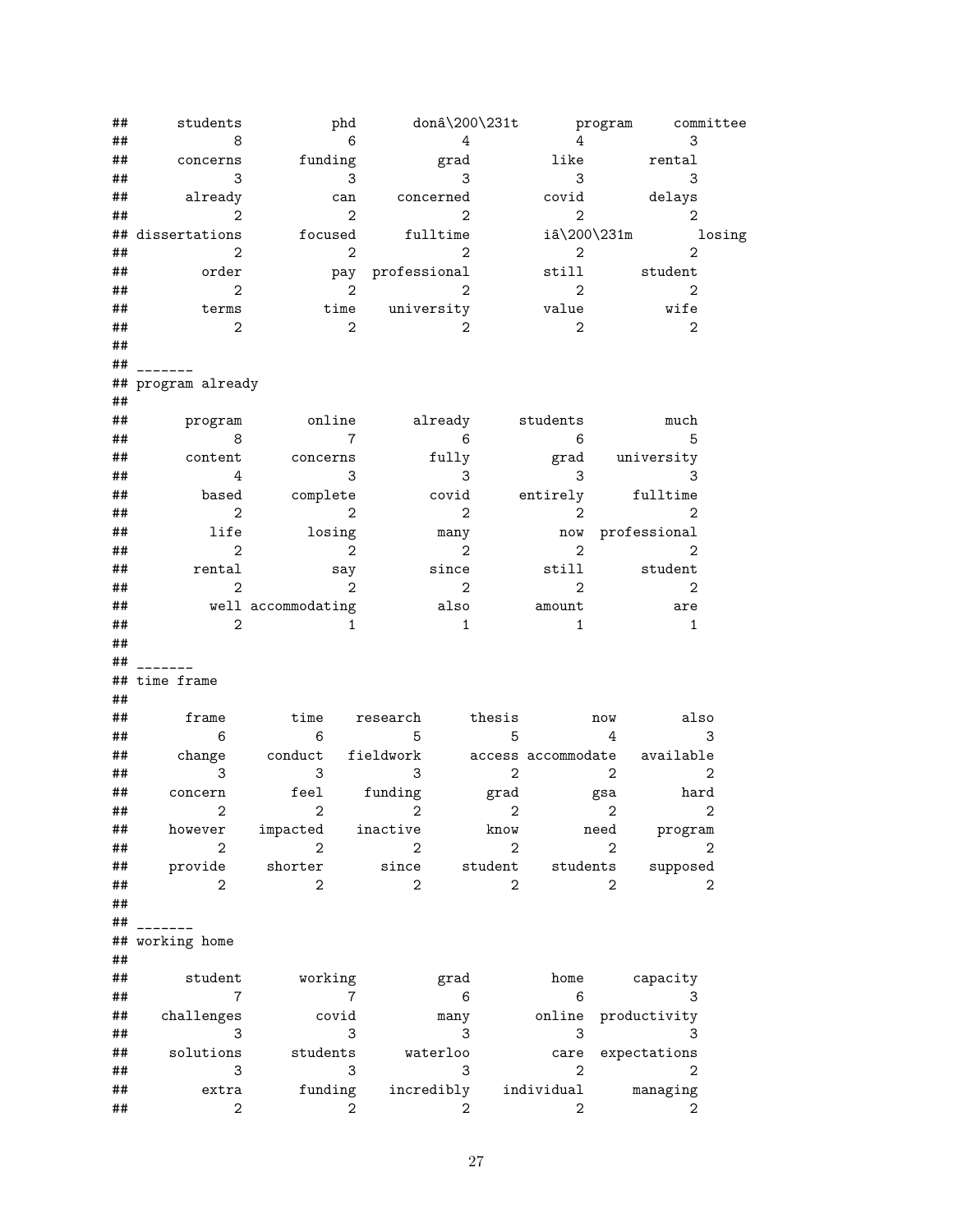```
##      students           phd       donâ\200\231t       program     committee 
##             8             6             4             4             3 
##      concerns       funding          grad          like        rental 
##             3             3             3             3             3 
##       already           can     concerned         covid        delays 
##             2             2             2             2             2 
## dissertations       focused      fulltime      iâ\200\231m        losing 
##             2             2             2             2             2 
##         order           pay  professional         still       student 
##             2             2             2             2             2 
##         terms          time    university         value          wife 
##             2             2             2             2             2 
## 
## _______
## program already
## 
##       program        online       already      students          much 
##             8             7             6             6             5 
##       content      concerns         fully          grad    university 
##             4             3             3             3             3 
##         based      complete         covid      entirely      fulltime 
##             2             2             2             2             2 
##          life        losing          many           now  professional 
##             2             2             2             2             2 
##        rental           say         since         still       student 
##             2             2             2             2             2 
##          well accommodating          also        amount           are 
##             2             1             1             1             1 
## 
## _______
## time frame
## 
##       frame        time    research      thesis         now        also 
##           6           6           5           5           4           3 
##      change     conduct   fieldwork      access accommodate   available 
##           3           3           3           2           2           2 
##     concern        feel     funding        grad         gsa        hard 
##           2           2           2           2           2           2 
##     however    impacted    inactive        know        need     program 
##           2           2           2           2           2           2 
##     provide     shorter       since     student    students    supposed 
##           2           2           2           2           2           2 
## 
## _______
## working home
## 
##       student       working          grad          home      capacity 
##             7             7             6             6             3 
##    challenges         covid          many        online  productivity 
##             3             3             3             3             3 
##     solutions      students      waterloo          care  expectations 
##             3             3             3             2             2 
##         extra       funding    incredibly    individual      managing 
##             2             2             2             2             2 
```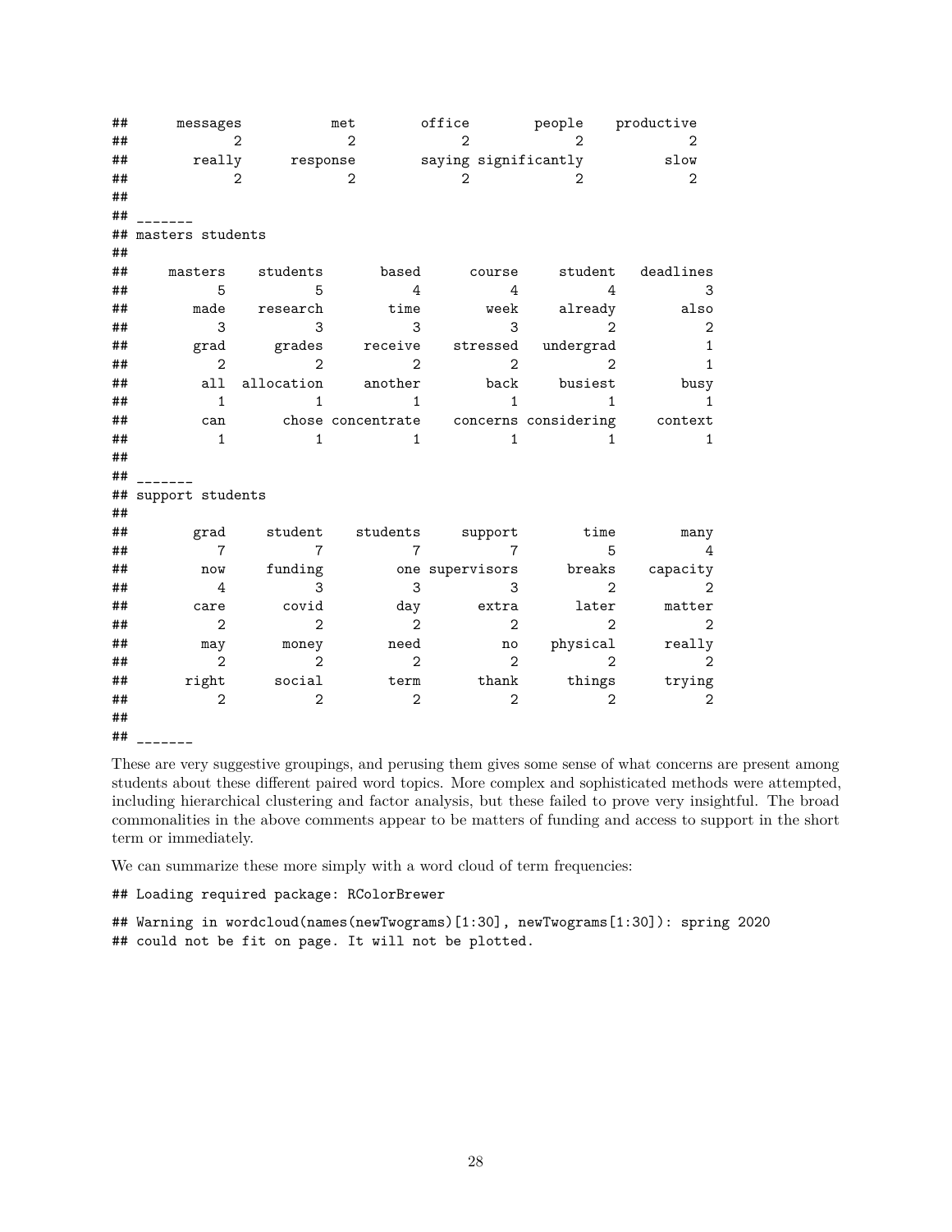```
##      messages           met        office        people    productive
##             2             2             2             2             2
##        really      response        saying significantly          slow
##             2             2             2             2             2
##
## _______
## masters students
##
##      masters    students       based      course     student   deadlines
##            5           5           4           4           4           3
##         made    research        time        week     already        also
##            3           3           3           3           2           2
##         grad      grades     receive    stressed   undergrad           1
##            2           2           2           2           2           1
##          all  allocation     another        back     busiest        busy
##            1           1           1           1           1           1
##          can       chose concentrate    concerns considering     context
##            1           1           1           1           1           1
##
## _______
## support students
##
##         grad     student    students     support        time        many
##            7           7           7           7           5           4
##          now     funding         one supervisors      breaks    capacity
##            4           3           3           3           2           2
##         care       covid         day       extra       later      matter
##            2           2           2           2           2           2
##          may       money        need          no    physical      really
##            2           2           2           2           2           2
##        right      social        term       thank      things      trying
##            2           2           2           2           2           2
##
## _______
```

These are very suggestive groupings, and perusing them gives some sense of what concerns are present among students about these different paired word topics. More complex and sophisticated methods were attempted, including hierarchical clustering and factor analysis, but these failed to prove very insightful. The broad commonalities in the above comments appear to be matters of funding and access to support in the short term or immediately.

We can summarize these more simply with a word cloud of term frequencies:

```
## Loading required package: RColorBrewer

## Warning in wordcloud(names(newTwograms)[1:30], newTwograms[1:30]): spring 2020
## could not be fit on page. It will not be plotted.
```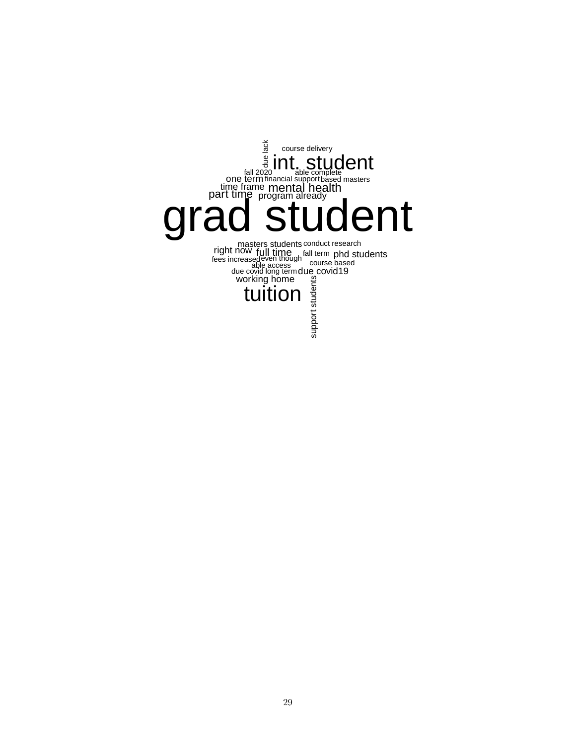course delivery

due lack

int. student

fall 2020 able complete

one term financial support based masters

time frame mental health

part time program already

grad student

masters students conduct research

right now full time fall term phd students

fees increased even though course based

able access

due covid long term due covid19

working home

tuition

support students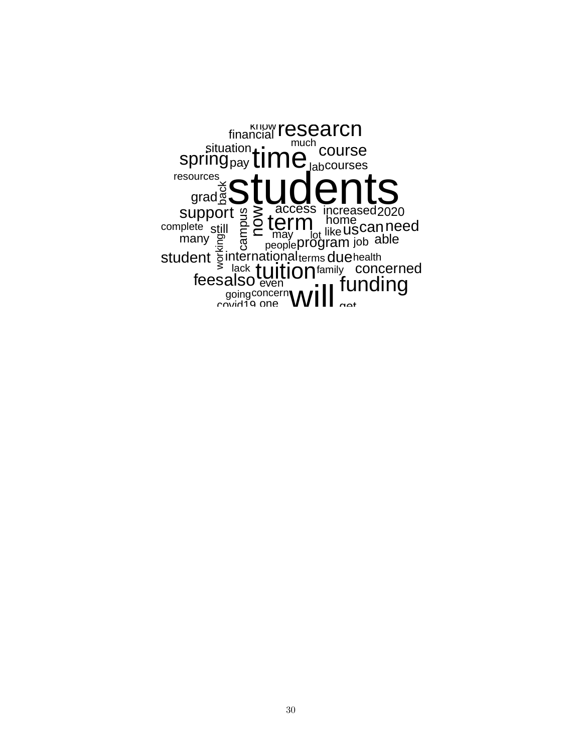know research
financial
much
situation time course
spring pay lab courses
resources students
grad back
support now access increased 2020
campus term home
complete still us can need
many may lot like
working program job able
people
student international terms due health
lack tuition family concerned
fees also even funding
going concern will
covid19 one get